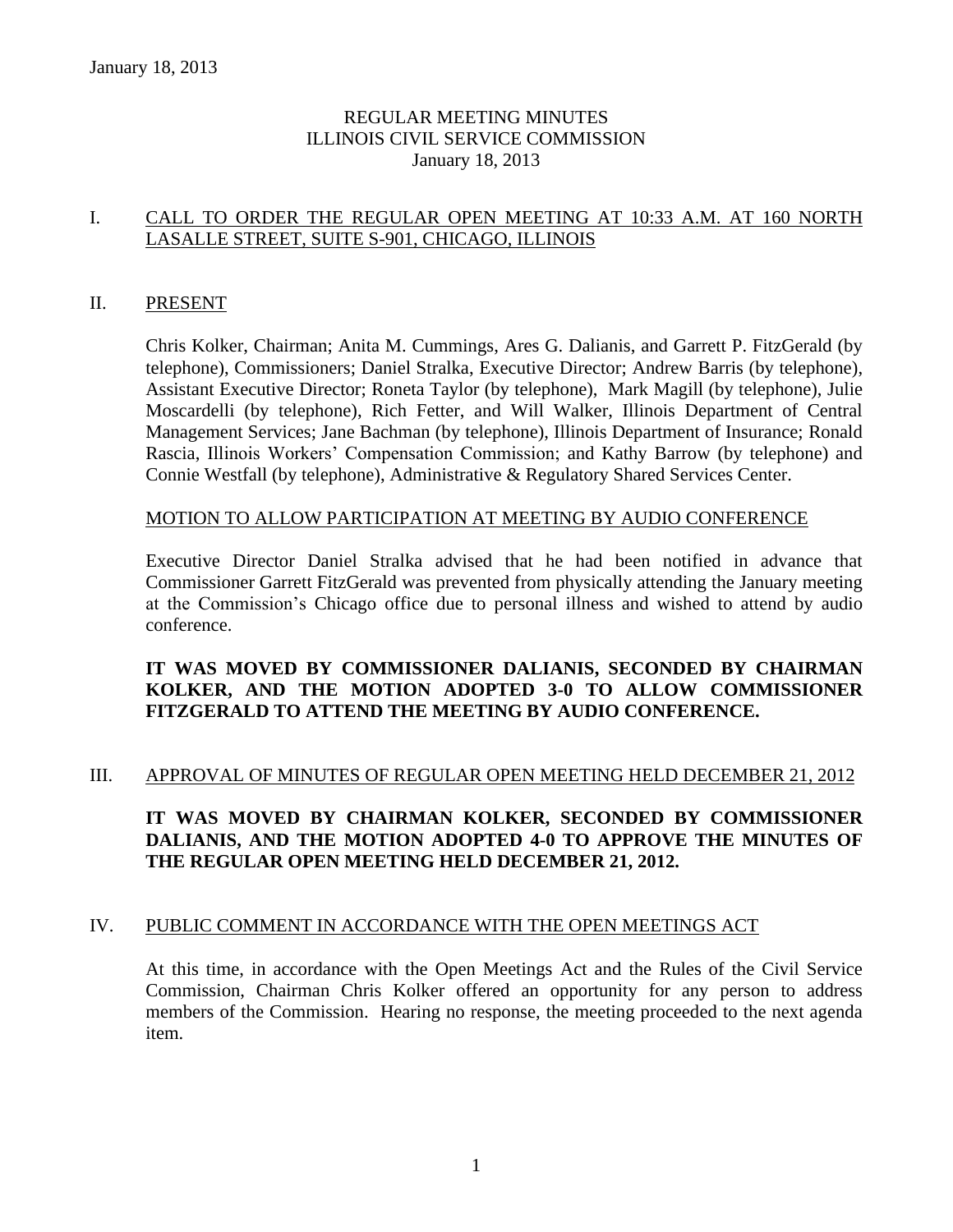January 18, 2013

# REGULAR MEETING MINUTES
# ILLINOIS CIVIL SERVICE COMMISSION
# January 18, 2013

## I. CALL TO ORDER THE REGULAR OPEN MEETING AT 10:33 A.M. AT 160 NORTH LASALLE STREET, SUITE S-901, CHICAGO, ILLINOIS

## II. PRESENT

Chris Kolker, Chairman; Anita M. Cummings, Ares G. Dalianis, and Garrett P. FitzGerald (by telephone), Commissioners; Daniel Stralka, Executive Director; Andrew Barris (by telephone), Assistant Executive Director; Roneta Taylor (by telephone), Mark Magill (by telephone), Julie Moscardelli (by telephone), Rich Fetter, and Will Walker, Illinois Department of Central Management Services; Jane Bachman (by telephone), Illinois Department of Insurance; Ronald Rascia, Illinois Workers' Compensation Commission; and Kathy Barrow (by telephone) and Connie Westfall (by telephone), Administrative & Regulatory Shared Services Center.

### MOTION TO ALLOW PARTICIPATION AT MEETING BY AUDIO CONFERENCE

Executive Director Daniel Stralka advised that he had been notified in advance that Commissioner Garrett FitzGerald was prevented from physically attending the January meeting at the Commission's Chicago office due to personal illness and wished to attend by audio conference.

**IT WAS MOVED BY COMMISSIONER DALIANIS, SECONDED BY CHAIRMAN KOLKER, AND THE MOTION ADOPTED 3-0 TO ALLOW COMMISSIONER FITZGERALD TO ATTEND THE MEETING BY AUDIO CONFERENCE.**

## III. APPROVAL OF MINUTES OF REGULAR OPEN MEETING HELD DECEMBER 21, 2012

**IT WAS MOVED BY CHAIRMAN KOLKER, SECONDED BY COMMISSIONER DALIANIS, AND THE MOTION ADOPTED 4-0 TO APPROVE THE MINUTES OF THE REGULAR OPEN MEETING HELD DECEMBER 21, 2012.**

## IV. PUBLIC COMMENT IN ACCORDANCE WITH THE OPEN MEETINGS ACT

At this time, in accordance with the Open Meetings Act and the Rules of the Civil Service Commission, Chairman Chris Kolker offered an opportunity for any person to address members of the Commission. Hearing no response, the meeting proceeded to the next agenda item.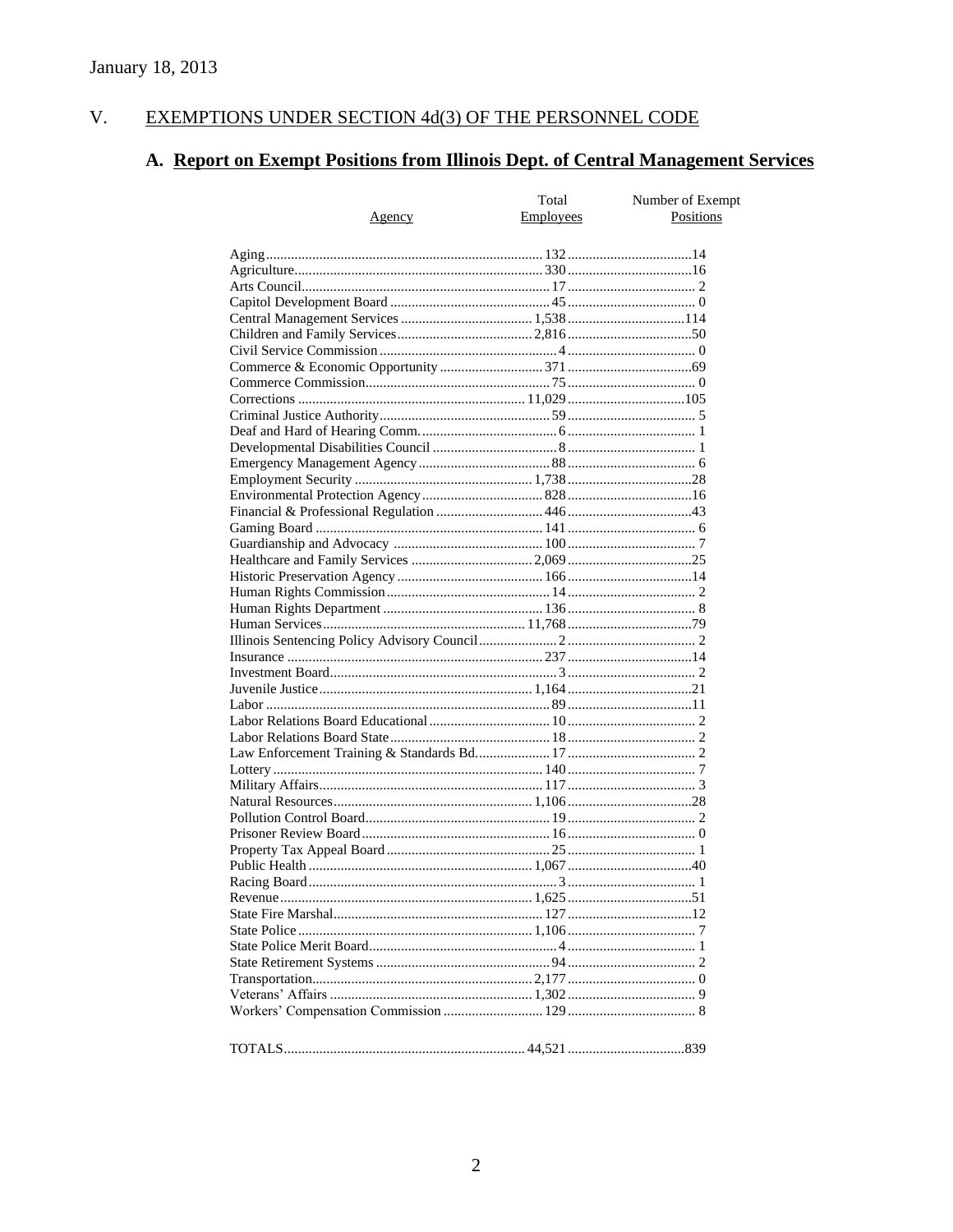January 18, 2013

## V. EXEMPTIONS UNDER SECTION 4d(3) OF THE PERSONNEL CODE

### A. Report on Exempt Positions from Illinois Dept. of Central Management Services

| Agency | Total Employees | Number of Exempt Positions |
|---|---|---|
| Aging | 132 | 14 |
| Agriculture | 330 | 16 |
| Arts Council | 17 | 2 |
| Capitol Development Board | 45 | 0 |
| Central Management Services | 1,538 | 114 |
| Children and Family Services | 2,816 | 50 |
| Civil Service Commission | 4 | 0 |
| Commerce & Economic Opportunity | 371 | 69 |
| Commerce Commission | 75 | 0 |
| Corrections | 11,029 | 105 |
| Criminal Justice Authority | 59 | 5 |
| Deaf and Hard of Hearing Comm. | 6 | 1 |
| Developmental Disabilities Council | 8 | 1 |
| Emergency Management Agency | 88 | 6 |
| Employment Security | 1,738 | 28 |
| Environmental Protection Agency | 828 | 16 |
| Financial & Professional Regulation | 446 | 43 |
| Gaming Board | 141 | 6 |
| Guardianship and Advocacy | 100 | 7 |
| Healthcare and Family Services | 2,069 | 25 |
| Historic Preservation Agency | 166 | 14 |
| Human Rights Commission | 14 | 2 |
| Human Rights Department | 136 | 8 |
| Human Services | 11,768 | 79 |
| Illinois Sentencing Policy Advisory Council | 2 | 2 |
| Insurance | 237 | 14 |
| Investment Board | 3 | 2 |
| Juvenile Justice | 1,164 | 21 |
| Labor | 89 | 11 |
| Labor Relations Board Educational | 10 | 2 |
| Labor Relations Board State | 18 | 2 |
| Law Enforcement Training & Standards Bd. | 17 | 2 |
| Lottery | 140 | 7 |
| Military Affairs | 117 | 3 |
| Natural Resources | 1,106 | 28 |
| Pollution Control Board | 19 | 2 |
| Prisoner Review Board | 16 | 0 |
| Property Tax Appeal Board | 25 | 1 |
| Public Health | 1,067 | 40 |
| Racing Board | 3 | 1 |
| Revenue | 1,625 | 51 |
| State Fire Marshal | 127 | 12 |
| State Police | 1,106 | 7 |
| State Police Merit Board | 4 | 1 |
| State Retirement Systems | 94 | 2 |
| Transportation | 2,177 | 0 |
| Veterans' Affairs | 1,302 | 9 |
| Workers' Compensation Commission | 129 | 8 |
| TOTALS | 44,521 | 839 |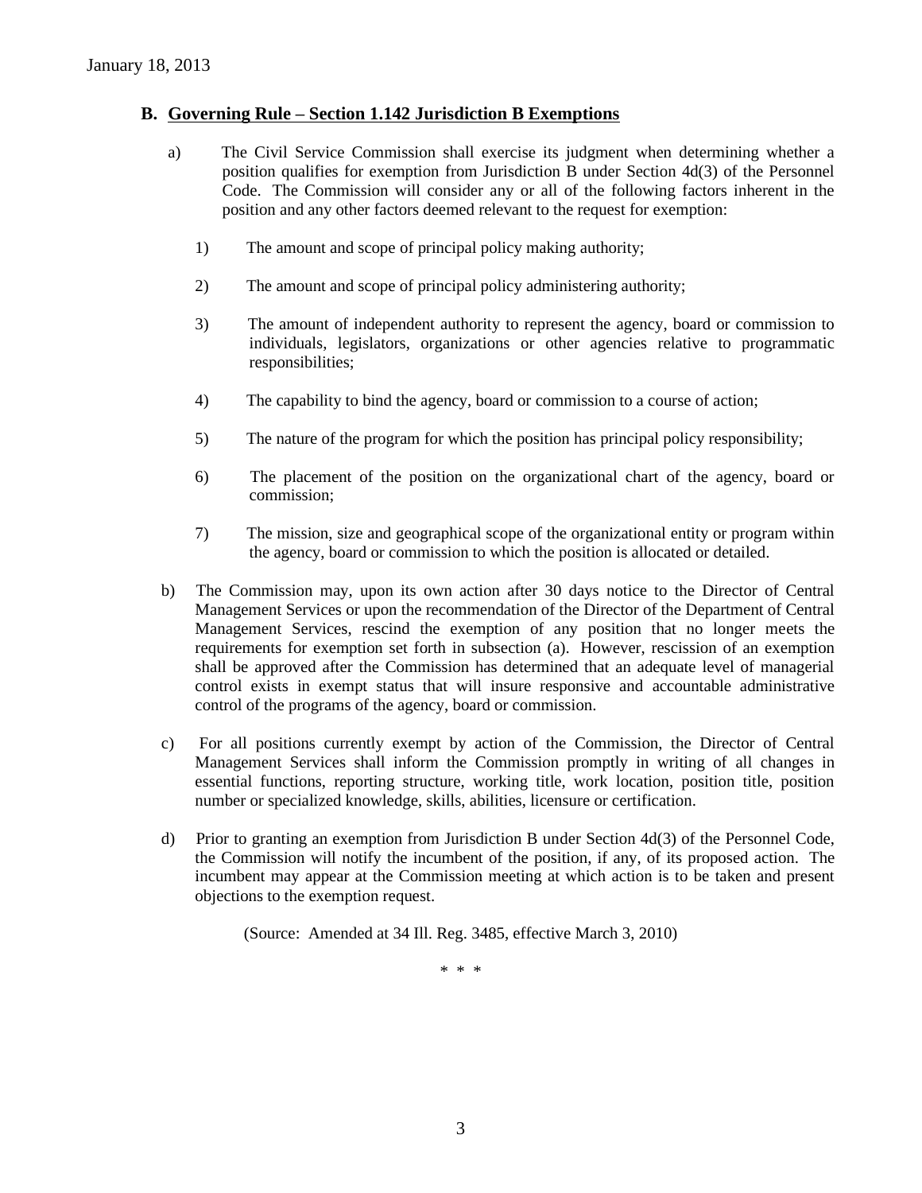## B. Governing Rule – Section 1.142 Jurisdiction B Exemptions

a) The Civil Service Commission shall exercise its judgment when determining whether a position qualifies for exemption from Jurisdiction B under Section 4d(3) of the Personnel Code. The Commission will consider any or all of the following factors inherent in the position and any other factors deemed relevant to the request for exemption:

1) The amount and scope of principal policy making authority;

2) The amount and scope of principal policy administering authority;

3) The amount of independent authority to represent the agency, board or commission to individuals, legislators, organizations or other agencies relative to programmatic responsibilities;

4) The capability to bind the agency, board or commission to a course of action;

5) The nature of the program for which the position has principal policy responsibility;

6) The placement of the position on the organizational chart of the agency, board or commission;

7) The mission, size and geographical scope of the organizational entity or program within the agency, board or commission to which the position is allocated or detailed.

b) The Commission may, upon its own action after 30 days notice to the Director of Central Management Services or upon the recommendation of the Director of the Department of Central Management Services, rescind the exemption of any position that no longer meets the requirements for exemption set forth in subsection (a). However, rescission of an exemption shall be approved after the Commission has determined that an adequate level of managerial control exists in exempt status that will insure responsive and accountable administrative control of the programs of the agency, board or commission.

c) For all positions currently exempt by action of the Commission, the Director of Central Management Services shall inform the Commission promptly in writing of all changes in essential functions, reporting structure, working title, work location, position title, position number or specialized knowledge, skills, abilities, licensure or certification.

d) Prior to granting an exemption from Jurisdiction B under Section 4d(3) of the Personnel Code, the Commission will notify the incumbent of the position, if any, of its proposed action. The incumbent may appear at the Commission meeting at which action is to be taken and present objections to the exemption request.

(Source: Amended at 34 Ill. Reg. 3485, effective March 3, 2010)

\* \* \*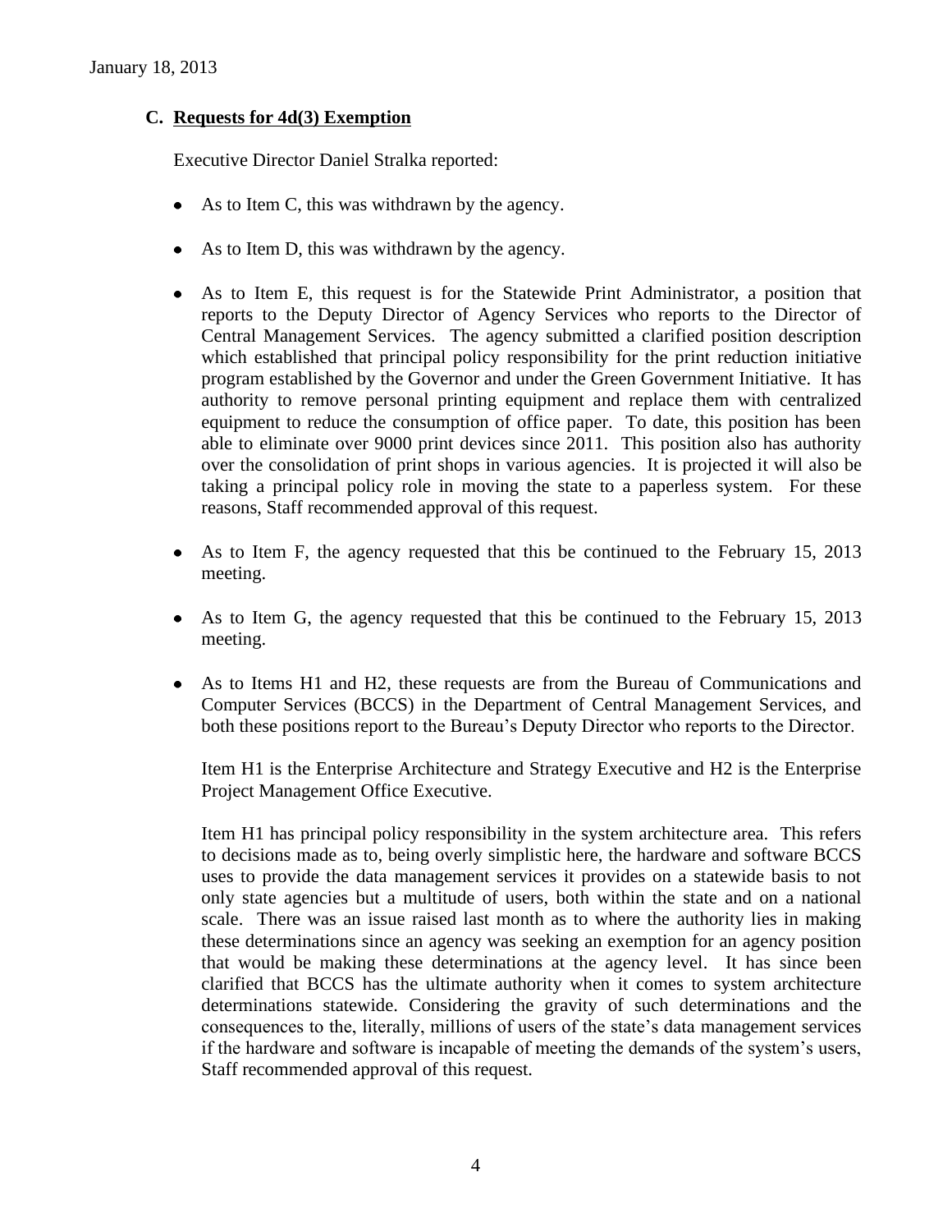### C. Requests for 4d(3) Exemption

Executive Director Daniel Stralka reported:

- As to Item C, this was withdrawn by the agency.
- As to Item D, this was withdrawn by the agency.
- As to Item E, this request is for the Statewide Print Administrator, a position that reports to the Deputy Director of Agency Services who reports to the Director of Central Management Services. The agency submitted a clarified position description which established that principal policy responsibility for the print reduction initiative program established by the Governor and under the Green Government Initiative. It has authority to remove personal printing equipment and replace them with centralized equipment to reduce the consumption of office paper. To date, this position has been able to eliminate over 9000 print devices since 2011. This position also has authority over the consolidation of print shops in various agencies. It is projected it will also be taking a principal policy role in moving the state to a paperless system. For these reasons, Staff recommended approval of this request.
- As to Item F, the agency requested that this be continued to the February 15, 2013 meeting.
- As to Item G, the agency requested that this be continued to the February 15, 2013 meeting.
- As to Items H1 and H2, these requests are from the Bureau of Communications and Computer Services (BCCS) in the Department of Central Management Services, and both these positions report to the Bureau's Deputy Director who reports to the Director.

  Item H1 is the Enterprise Architecture and Strategy Executive and H2 is the Enterprise Project Management Office Executive.

  Item H1 has principal policy responsibility in the system architecture area. This refers to decisions made as to, being overly simplistic here, the hardware and software BCCS uses to provide the data management services it provides on a statewide basis to not only state agencies but a multitude of users, both within the state and on a national scale. There was an issue raised last month as to where the authority lies in making these determinations since an agency was seeking an exemption for an agency position that would be making these determinations at the agency level. It has since been clarified that BCCS has the ultimate authority when it comes to system architecture determinations statewide. Considering the gravity of such determinations and the consequences to the, literally, millions of users of the state's data management services if the hardware and software is incapable of meeting the demands of the system's users, Staff recommended approval of this request.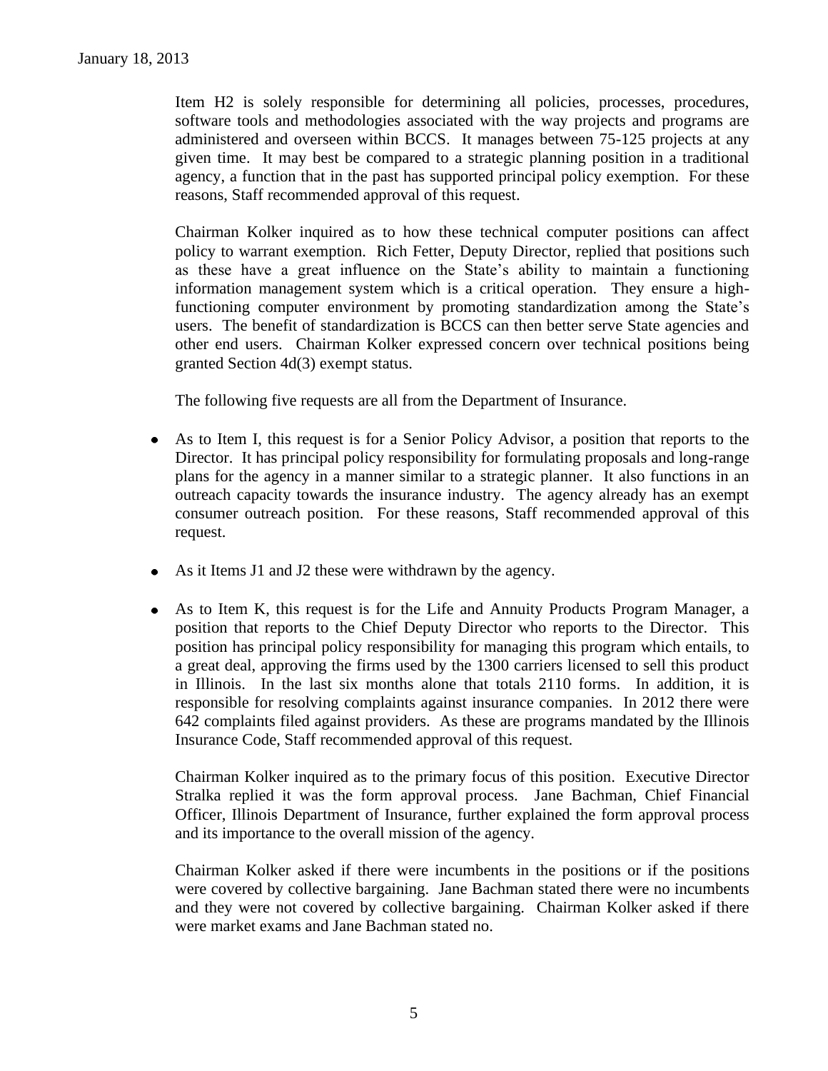Item H2 is solely responsible for determining all policies, processes, procedures, software tools and methodologies associated with the way projects and programs are administered and overseen within BCCS. It manages between 75-125 projects at any given time. It may best be compared to a strategic planning position in a traditional agency, a function that in the past has supported principal policy exemption. For these reasons, Staff recommended approval of this request.

Chairman Kolker inquired as to how these technical computer positions can affect policy to warrant exemption. Rich Fetter, Deputy Director, replied that positions such as these have a great influence on the State's ability to maintain a functioning information management system which is a critical operation. They ensure a high-functioning computer environment by promoting standardization among the State's users. The benefit of standardization is BCCS can then better serve State agencies and other end users. Chairman Kolker expressed concern over technical positions being granted Section 4d(3) exempt status.

The following five requests are all from the Department of Insurance.

- As to Item I, this request is for a Senior Policy Advisor, a position that reports to the Director. It has principal policy responsibility for formulating proposals and long-range plans for the agency in a manner similar to a strategic planner. It also functions in an outreach capacity towards the insurance industry. The agency already has an exempt consumer outreach position. For these reasons, Staff recommended approval of this request.

- As it Items J1 and J2 these were withdrawn by the agency.

- As to Item K, this request is for the Life and Annuity Products Program Manager, a position that reports to the Chief Deputy Director who reports to the Director. This position has principal policy responsibility for managing this program which entails, to a great deal, approving the firms used by the 1300 carriers licensed to sell this product in Illinois. In the last six months alone that totals 2110 forms. In addition, it is responsible for resolving complaints against insurance companies. In 2012 there were 642 complaints filed against providers. As these are programs mandated by the Illinois Insurance Code, Staff recommended approval of this request.

  Chairman Kolker inquired as to the primary focus of this position. Executive Director Stralka replied it was the form approval process. Jane Bachman, Chief Financial Officer, Illinois Department of Insurance, further explained the form approval process and its importance to the overall mission of the agency.

  Chairman Kolker asked if there were incumbents in the positions or if the positions were covered by collective bargaining. Jane Bachman stated there were no incumbents and they were not covered by collective bargaining. Chairman Kolker asked if there were market exams and Jane Bachman stated no.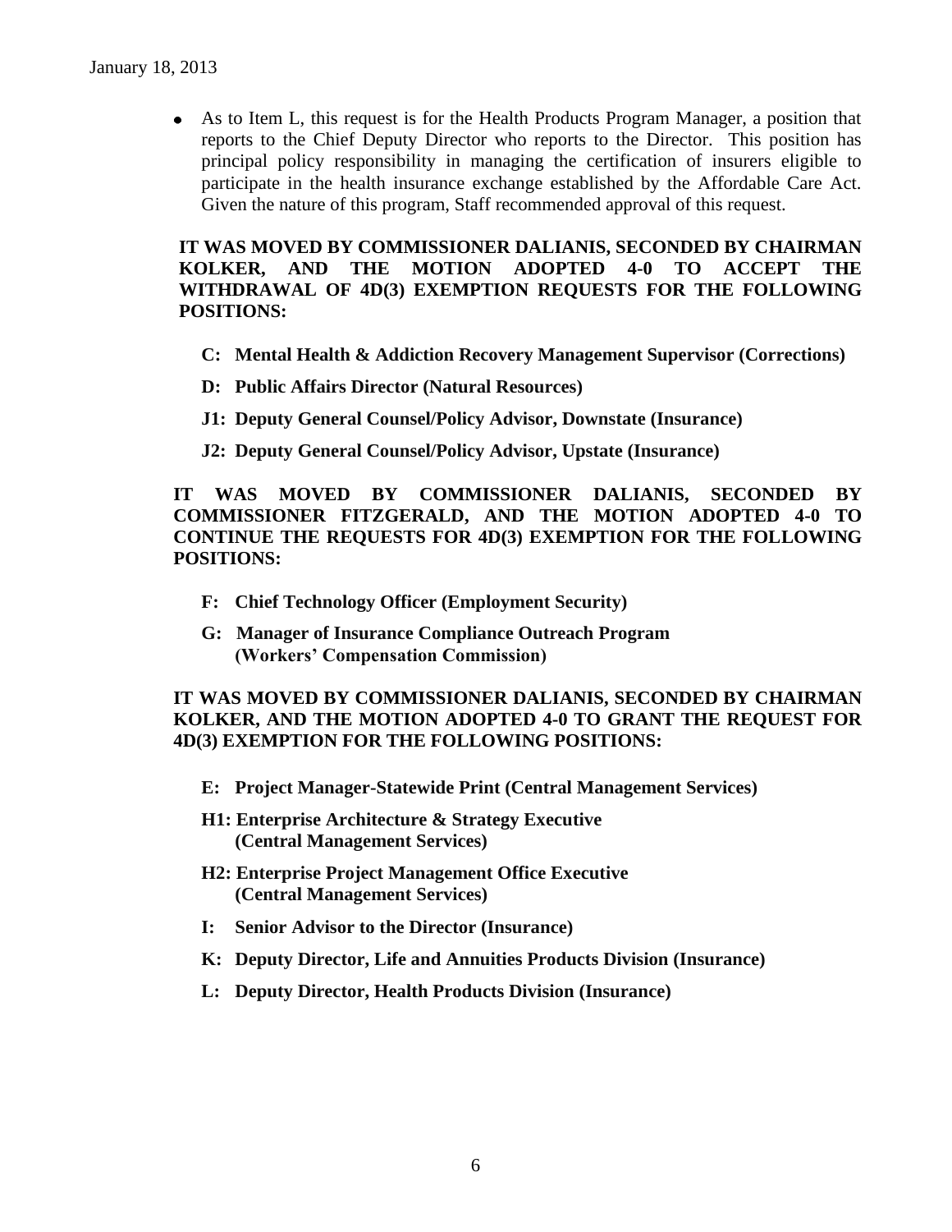- As to Item L, this request is for the Health Products Program Manager, a position that reports to the Chief Deputy Director who reports to the Director. This position has principal policy responsibility in managing the certification of insurers eligible to participate in the health insurance exchange established by the Affordable Care Act. Given the nature of this program, Staff recommended approval of this request.

**IT WAS MOVED BY COMMISSIONER DALIANIS, SECONDED BY CHAIRMAN KOLKER, AND THE MOTION ADOPTED 4-0 TO ACCEPT THE WITHDRAWAL OF 4D(3) EXEMPTION REQUESTS FOR THE FOLLOWING POSITIONS:**

**C: Mental Health & Addiction Recovery Management Supervisor (Corrections)**

**D: Public Affairs Director (Natural Resources)**

**J1: Deputy General Counsel/Policy Advisor, Downstate (Insurance)**

**J2: Deputy General Counsel/Policy Advisor, Upstate (Insurance)**

**IT WAS MOVED BY COMMISSIONER DALIANIS, SECONDED BY COMMISSIONER FITZGERALD, AND THE MOTION ADOPTED 4-0 TO CONTINUE THE REQUESTS FOR 4D(3) EXEMPTION FOR THE FOLLOWING POSITIONS:**

**F: Chief Technology Officer (Employment Security)**

**G: Manager of Insurance Compliance Outreach Program (Workers' Compensation Commission)**

**IT WAS MOVED BY COMMISSIONER DALIANIS, SECONDED BY CHAIRMAN KOLKER, AND THE MOTION ADOPTED 4-0 TO GRANT THE REQUEST FOR 4D(3) EXEMPTION FOR THE FOLLOWING POSITIONS:**

**E: Project Manager-Statewide Print (Central Management Services)**

**H1: Enterprise Architecture & Strategy Executive (Central Management Services)**

**H2: Enterprise Project Management Office Executive (Central Management Services)**

**I: Senior Advisor to the Director (Insurance)**

**K: Deputy Director, Life and Annuities Products Division (Insurance)**

**L: Deputy Director, Health Products Division (Insurance)**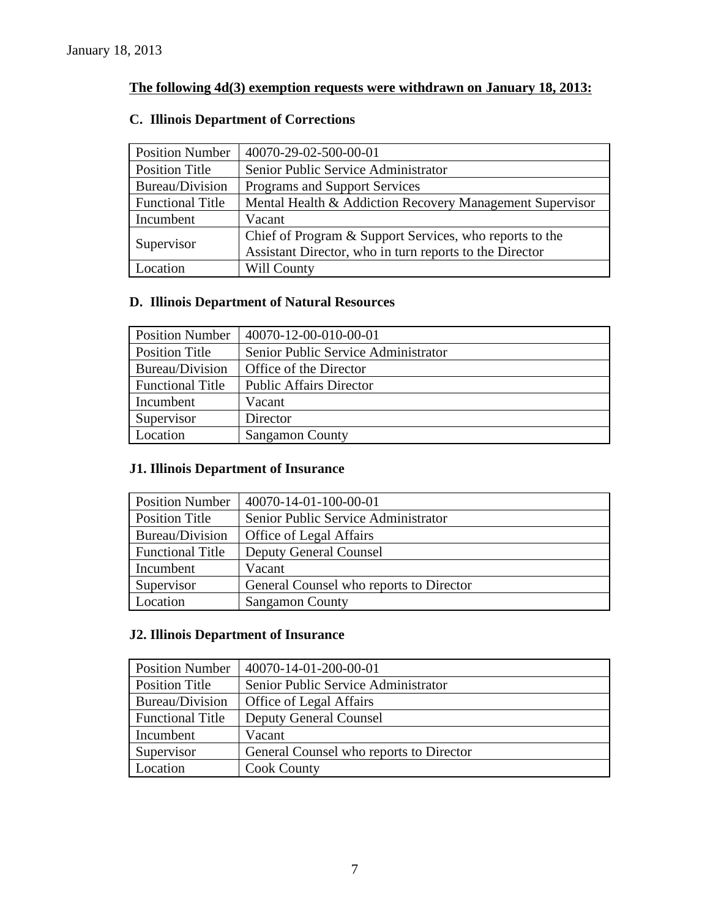January 18, 2013

**The following 4d(3) exemption requests were withdrawn on January 18, 2013:**

### C. Illinois Department of Corrections

| Position Number | 40070-29-02-500-00-01 |
|---|---|
| Position Title | Senior Public Service Administrator |
| Bureau/Division | Programs and Support Services |
| Functional Title | Mental Health & Addiction Recovery Management Supervisor |
| Incumbent | Vacant |
| Supervisor | Chief of Program & Support Services, who reports to the Assistant Director, who in turn reports to the Director |
| Location | Will County |

### D. Illinois Department of Natural Resources

| Position Number | 40070-12-00-010-00-01 |
|---|---|
| Position Title | Senior Public Service Administrator |
| Bureau/Division | Office of the Director |
| Functional Title | Public Affairs Director |
| Incumbent | Vacant |
| Supervisor | Director |
| Location | Sangamon County |

### J1. Illinois Department of Insurance

| Position Number | 40070-14-01-100-00-01 |
|---|---|
| Position Title | Senior Public Service Administrator |
| Bureau/Division | Office of Legal Affairs |
| Functional Title | Deputy General Counsel |
| Incumbent | Vacant |
| Supervisor | General Counsel who reports to Director |
| Location | Sangamon County |

### J2. Illinois Department of Insurance

| Position Number | 40070-14-01-200-00-01 |
|---|---|
| Position Title | Senior Public Service Administrator |
| Bureau/Division | Office of Legal Affairs |
| Functional Title | Deputy General Counsel |
| Incumbent | Vacant |
| Supervisor | General Counsel who reports to Director |
| Location | Cook County |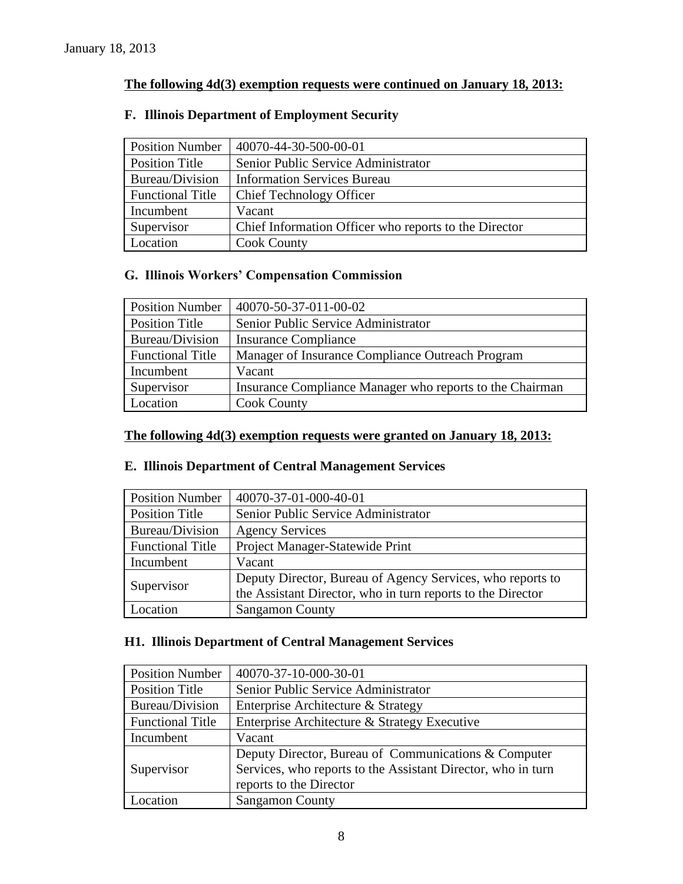January 18, 2013

**The following 4d(3) exemption requests were continued on January 18, 2013:**

### F. Illinois Department of Employment Security

| Position Number | 40070-44-30-500-00-01 |
|---|---|
| Position Title | Senior Public Service Administrator |
| Bureau/Division | Information Services Bureau |
| Functional Title | Chief Technology Officer |
| Incumbent | Vacant |
| Supervisor | Chief Information Officer who reports to the Director |
| Location | Cook County |

### G. Illinois Workers' Compensation Commission

| Position Number | 40070-50-37-011-00-02 |
|---|---|
| Position Title | Senior Public Service Administrator |
| Bureau/Division | Insurance Compliance |
| Functional Title | Manager of Insurance Compliance Outreach Program |
| Incumbent | Vacant |
| Supervisor | Insurance Compliance Manager who reports to the Chairman |
| Location | Cook County |

**The following 4d(3) exemption requests were granted on January 18, 2013:**

### E. Illinois Department of Central Management Services

| Position Number | 40070-37-01-000-40-01 |
|---|---|
| Position Title | Senior Public Service Administrator |
| Bureau/Division | Agency Services |
| Functional Title | Project Manager-Statewide Print |
| Incumbent | Vacant |
| Supervisor | Deputy Director, Bureau of Agency Services, who reports to the Assistant Director, who in turn reports to the Director |
| Location | Sangamon County |

### H1. Illinois Department of Central Management Services

| Position Number | 40070-37-10-000-30-01 |
|---|---|
| Position Title | Senior Public Service Administrator |
| Bureau/Division | Enterprise Architecture & Strategy |
| Functional Title | Enterprise Architecture & Strategy Executive |
| Incumbent | Vacant |
| Supervisor | Deputy Director, Bureau of Communications & Computer Services, who reports to the Assistant Director, who in turn reports to the Director |
| Location | Sangamon County |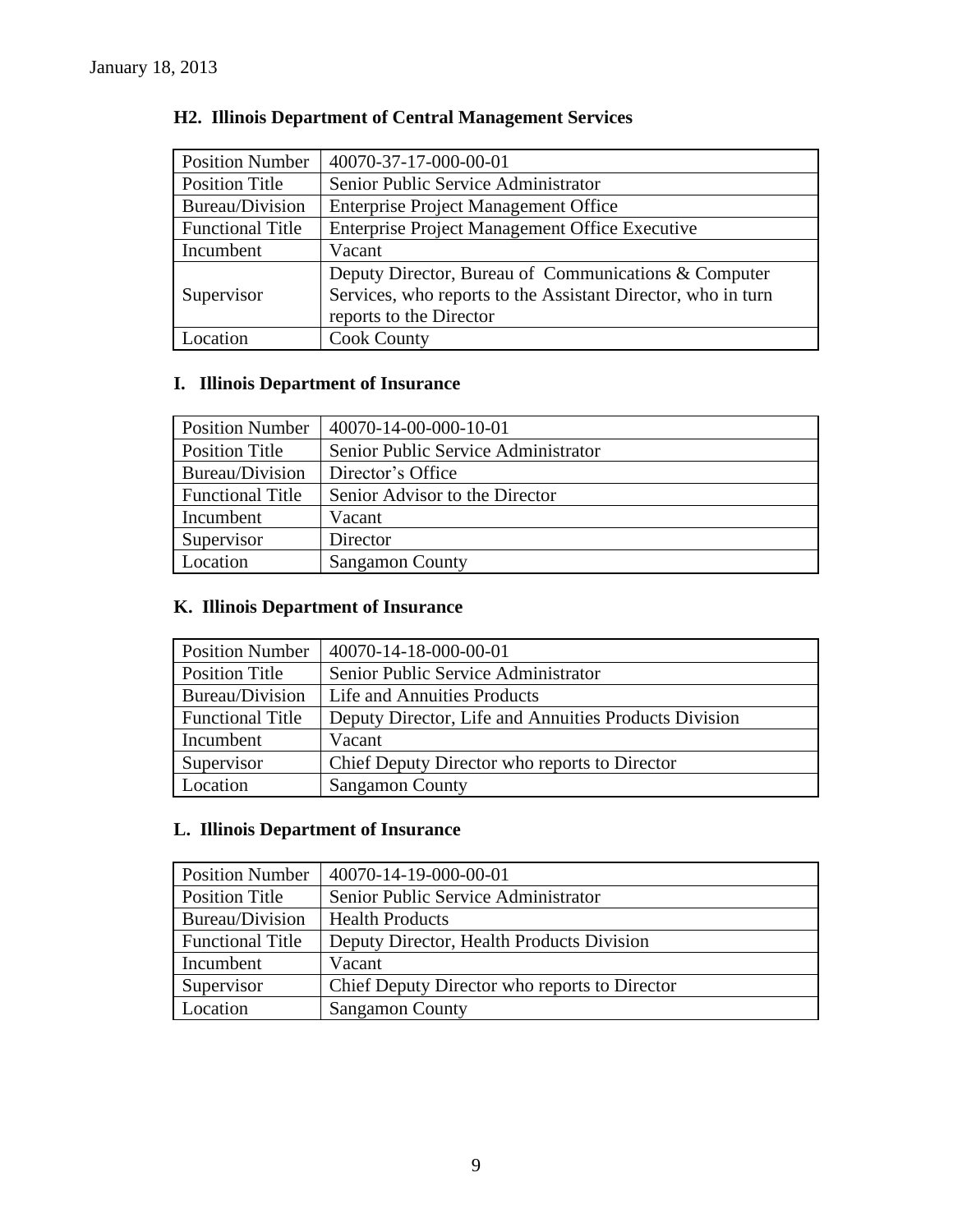January 18, 2013

### H2. Illinois Department of Central Management Services

| | |
|---|---|
| Position Number | 40070-37-17-000-00-01 |
| Position Title | Senior Public Service Administrator |
| Bureau/Division | Enterprise Project Management Office |
| Functional Title | Enterprise Project Management Office Executive |
| Incumbent | Vacant |
| Supervisor | Deputy Director, Bureau of Communications & Computer Services, who reports to the Assistant Director, who in turn reports to the Director |
| Location | Cook County |

### I. Illinois Department of Insurance

| | |
|---|---|
| Position Number | 40070-14-00-000-10-01 |
| Position Title | Senior Public Service Administrator |
| Bureau/Division | Director's Office |
| Functional Title | Senior Advisor to the Director |
| Incumbent | Vacant |
| Supervisor | Director |
| Location | Sangamon County |

### K. Illinois Department of Insurance

| | |
|---|---|
| Position Number | 40070-14-18-000-00-01 |
| Position Title | Senior Public Service Administrator |
| Bureau/Division | Life and Annuities Products |
| Functional Title | Deputy Director, Life and Annuities Products Division |
| Incumbent | Vacant |
| Supervisor | Chief Deputy Director who reports to Director |
| Location | Sangamon County |

### L. Illinois Department of Insurance

| | |
|---|---|
| Position Number | 40070-14-19-000-00-01 |
| Position Title | Senior Public Service Administrator |
| Bureau/Division | Health Products |
| Functional Title | Deputy Director, Health Products Division |
| Incumbent | Vacant |
| Supervisor | Chief Deputy Director who reports to Director |
| Location | Sangamon County |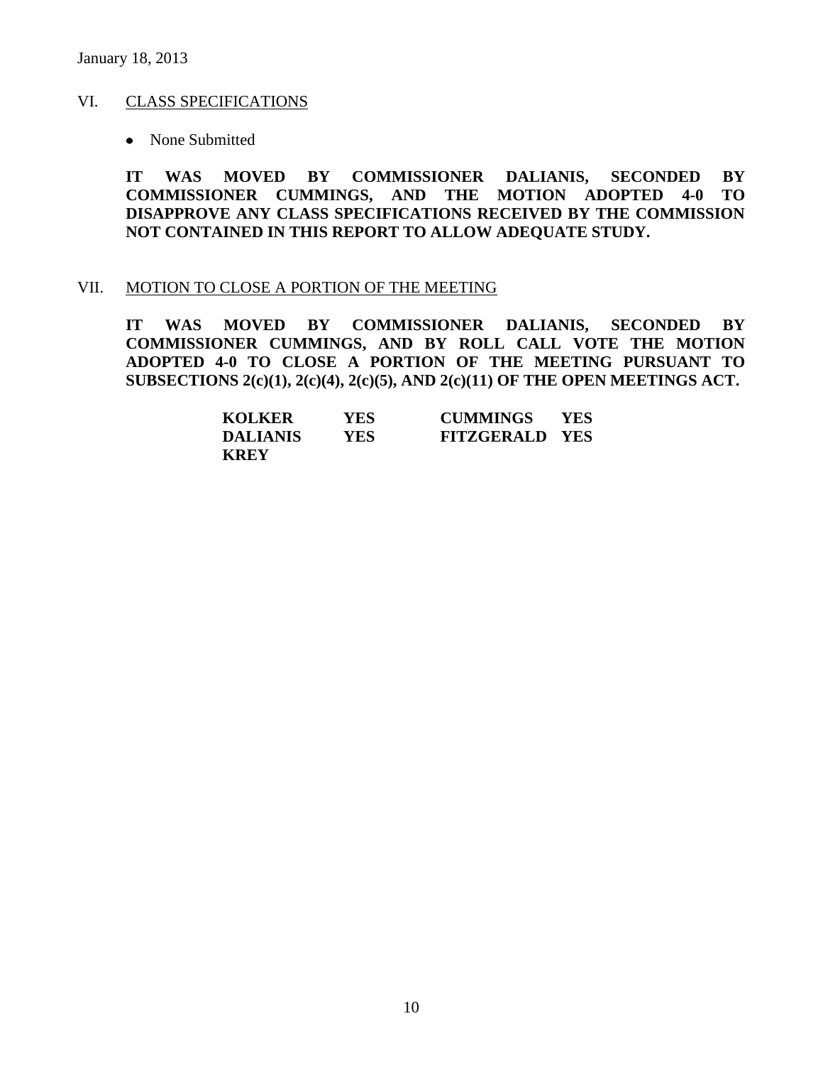January 18, 2013

## VI. CLASS SPECIFICATIONS

- None Submitted

**IT WAS MOVED BY COMMISSIONER DALIANIS, SECONDED BY COMMISSIONER CUMMINGS, AND THE MOTION ADOPTED 4-0 TO DISAPPROVE ANY CLASS SPECIFICATIONS RECEIVED BY THE COMMISSION NOT CONTAINED IN THIS REPORT TO ALLOW ADEQUATE STUDY.**

## VII. MOTION TO CLOSE A PORTION OF THE MEETING

**IT WAS MOVED BY COMMISSIONER DALIANIS, SECONDED BY COMMISSIONER CUMMINGS, AND BY ROLL CALL VOTE THE MOTION ADOPTED 4-0 TO CLOSE A PORTION OF THE MEETING PURSUANT TO SUBSECTIONS 2(c)(1), 2(c)(4), 2(c)(5), AND 2(c)(11) OF THE OPEN MEETINGS ACT.**

| | | | |
|---|---|---|---|
| **KOLKER** | **YES** | **CUMMINGS** | **YES** |
| **DALIANIS** | **YES** | **FITZGERALD** | **YES** |
| **KREY** | | | |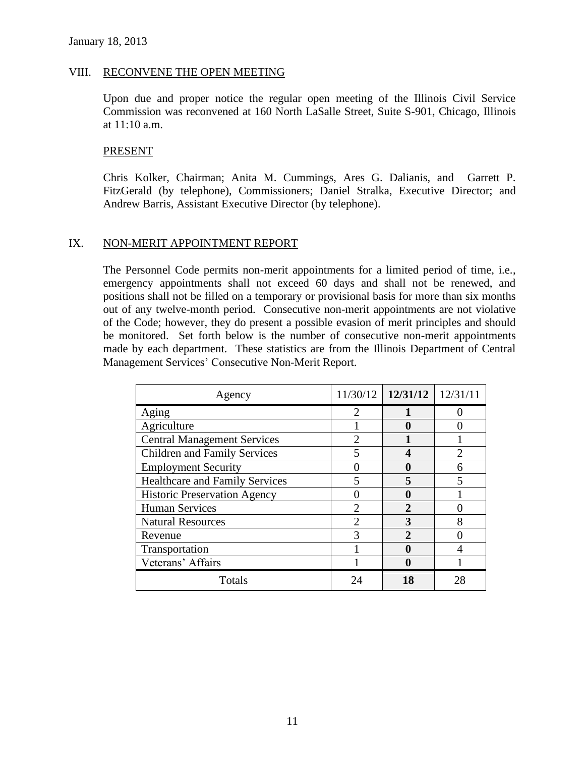January 18, 2013

## VIII. RECONVENE THE OPEN MEETING

Upon due and proper notice the regular open meeting of the Illinois Civil Service Commission was reconvened at 160 North LaSalle Street, Suite S-901, Chicago, Illinois at 11:10 a.m.

### PRESENT

Chris Kolker, Chairman; Anita M. Cummings, Ares G. Dalianis, and Garrett P. FitzGerald (by telephone), Commissioners; Daniel Stralka, Executive Director; and Andrew Barris, Assistant Executive Director (by telephone).

## IX. NON-MERIT APPOINTMENT REPORT

The Personnel Code permits non-merit appointments for a limited period of time, i.e., emergency appointments shall not exceed 60 days and shall not be renewed, and positions shall not be filled on a temporary or provisional basis for more than six months out of any twelve-month period. Consecutive non-merit appointments are not violative of the Code; however, they do present a possible evasion of merit principles and should be monitored. Set forth below is the number of consecutive non-merit appointments made by each department. These statistics are from the Illinois Department of Central Management Services' Consecutive Non-Merit Report.

| Agency | 11/30/12 | **12/31/12** | 12/31/11 |
|---|---|---|---|
| Aging | 2 | **1** | 0 |
| Agriculture | 1 | **0** | 0 |
| Central Management Services | 2 | **1** | 1 |
| Children and Family Services | 5 | **4** | 2 |
| Employment Security | 0 | **0** | 6 |
| Healthcare and Family Services | 5 | **5** | 5 |
| Historic Preservation Agency | 0 | **0** | 1 |
| Human Services | 2 | **2** | 0 |
| Natural Resources | 2 | **3** | 8 |
| Revenue | 3 | **2** | 0 |
| Transportation | 1 | **0** | 4 |
| Veterans' Affairs | 1 | **0** | 1 |
| Totals | 24 | **18** | 28 |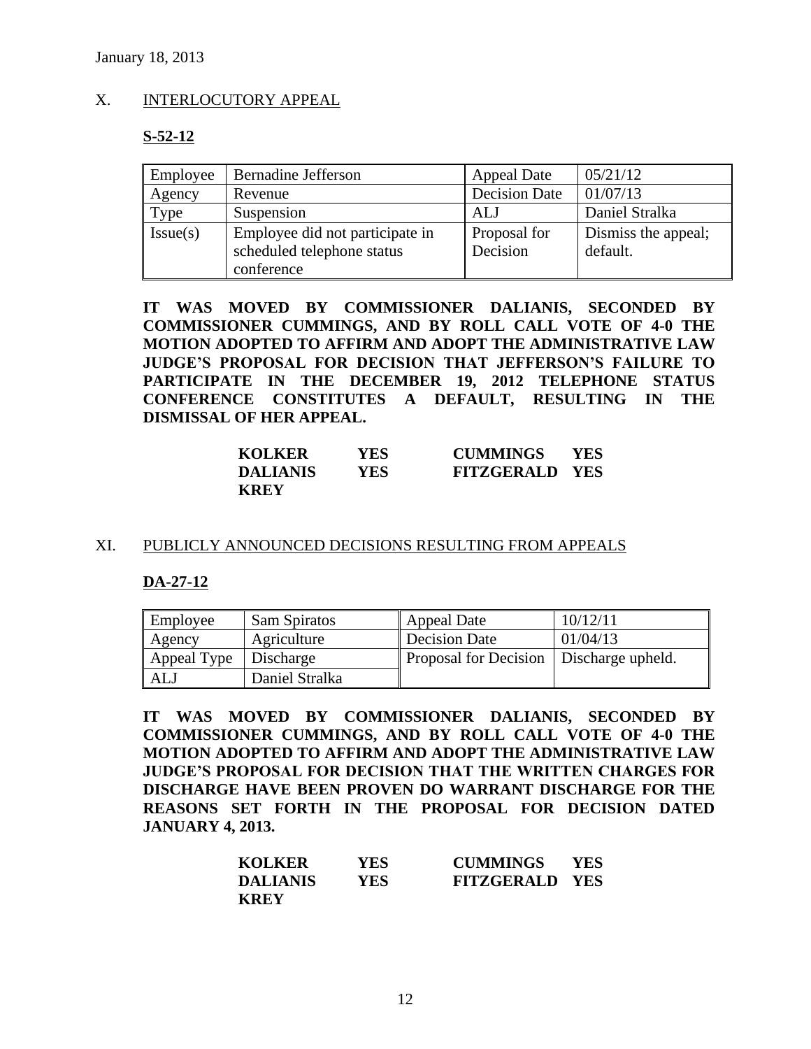January 18, 2013

## X. INTERLOCUTORY APPEAL

### S-52-12

| Employee | Bernadine Jefferson | Appeal Date | 05/21/12 |
|---|---|---|---|
| Agency | Revenue | Decision Date | 01/07/13 |
| Type | Suspension | ALJ | Daniel Stralka |
| Issue(s) | Employee did not participate in scheduled telephone status conference | Proposal for Decision | Dismiss the appeal; default. |

**IT WAS MOVED BY COMMISSIONER DALIANIS, SECONDED BY COMMISSIONER CUMMINGS, AND BY ROLL CALL VOTE OF 4-0 THE MOTION ADOPTED TO AFFIRM AND ADOPT THE ADMINISTRATIVE LAW JUDGE'S PROPOSAL FOR DECISION THAT JEFFERSON'S FAILURE TO PARTICIPATE IN THE DECEMBER 19, 2012 TELEPHONE STATUS CONFERENCE CONSTITUTES A DEFAULT, RESULTING IN THE DISMISSAL OF HER APPEAL.**

| | | | |
|---|---|---|---|
| **KOLKER** | **YES** | **CUMMINGS** | **YES** |
| **DALIANIS** | **YES** | **FITZGERALD** | **YES** |
| **KREY** | | | |

## XI. PUBLICLY ANNOUNCED DECISIONS RESULTING FROM APPEALS

### DA-27-12

| Employee | Sam Spiratos | Appeal Date | 10/12/11 |
|---|---|---|---|
| Agency | Agriculture | Decision Date | 01/04/13 |
| Appeal Type | Discharge | Proposal for Decision | Discharge upheld. |
| ALJ | Daniel Stralka | | |

**IT WAS MOVED BY COMMISSIONER DALIANIS, SECONDED BY COMMISSIONER CUMMINGS, AND BY ROLL CALL VOTE OF 4-0 THE MOTION ADOPTED TO AFFIRM AND ADOPT THE ADMINISTRATIVE LAW JUDGE'S PROPOSAL FOR DECISION THAT THE WRITTEN CHARGES FOR DISCHARGE HAVE BEEN PROVEN DO WARRANT DISCHARGE FOR THE REASONS SET FORTH IN THE PROPOSAL FOR DECISION DATED JANUARY 4, 2013.**

| | | | |
|---|---|---|---|
| **KOLKER** | **YES** | **CUMMINGS** | **YES** |
| **DALIANIS** | **YES** | **FITZGERALD** | **YES** |
| **KREY** | | | |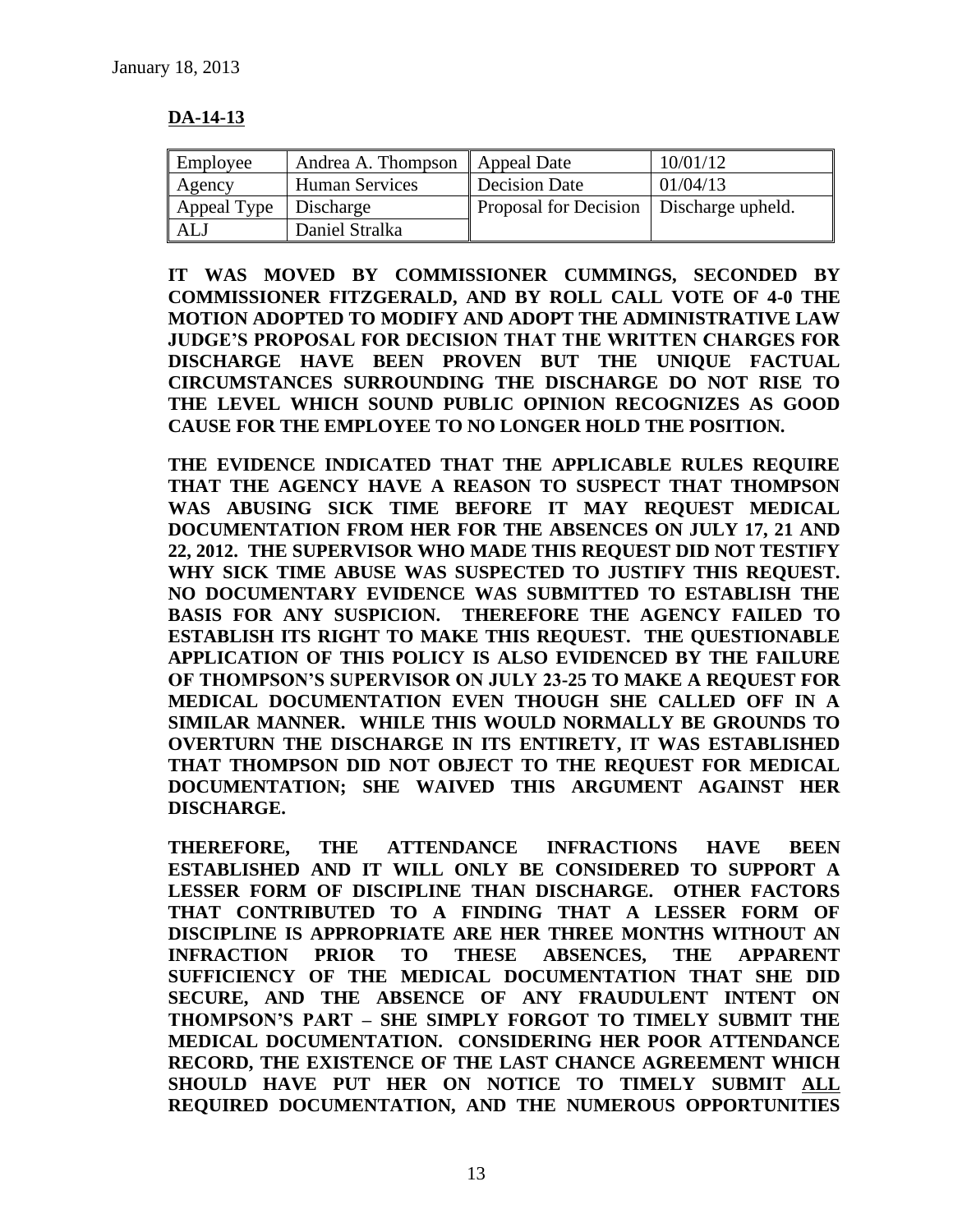January 18, 2013

**DA-14-13**

| Employee | Andrea A. Thompson | Appeal Date | 10/01/12 |
|---|---|---|---|
| Agency | Human Services | Decision Date | 01/04/13 |
| Appeal Type | Discharge | Proposal for Decision | Discharge upheld. |
| ALJ | Daniel Stralka | | |

**IT WAS MOVED BY COMMISSIONER CUMMINGS, SECONDED BY COMMISSIONER FITZGERALD, AND BY ROLL CALL VOTE OF 4-0 THE MOTION ADOPTED TO MODIFY AND ADOPT THE ADMINISTRATIVE LAW JUDGE'S PROPOSAL FOR DECISION THAT THE WRITTEN CHARGES FOR DISCHARGE HAVE BEEN PROVEN BUT THE UNIQUE FACTUAL CIRCUMSTANCES SURROUNDING THE DISCHARGE DO NOT RISE TO THE LEVEL WHICH SOUND PUBLIC OPINION RECOGNIZES AS GOOD CAUSE FOR THE EMPLOYEE TO NO LONGER HOLD THE POSITION.**

**THE EVIDENCE INDICATED THAT THE APPLICABLE RULES REQUIRE THAT THE AGENCY HAVE A REASON TO SUSPECT THAT THOMPSON WAS ABUSING SICK TIME BEFORE IT MAY REQUEST MEDICAL DOCUMENTATION FROM HER FOR THE ABSENCES ON JULY 17, 21 AND 22, 2012. THE SUPERVISOR WHO MADE THIS REQUEST DID NOT TESTIFY WHY SICK TIME ABUSE WAS SUSPECTED TO JUSTIFY THIS REQUEST. NO DOCUMENTARY EVIDENCE WAS SUBMITTED TO ESTABLISH THE BASIS FOR ANY SUSPICION. THEREFORE THE AGENCY FAILED TO ESTABLISH ITS RIGHT TO MAKE THIS REQUEST. THE QUESTIONABLE APPLICATION OF THIS POLICY IS ALSO EVIDENCED BY THE FAILURE OF THOMPSON'S SUPERVISOR ON JULY 23-25 TO MAKE A REQUEST FOR MEDICAL DOCUMENTATION EVEN THOUGH SHE CALLED OFF IN A SIMILAR MANNER. WHILE THIS WOULD NORMALLY BE GROUNDS TO OVERTURN THE DISCHARGE IN ITS ENTIRETY, IT WAS ESTABLISHED THAT THOMPSON DID NOT OBJECT TO THE REQUEST FOR MEDICAL DOCUMENTATION; SHE WAIVED THIS ARGUMENT AGAINST HER DISCHARGE.**

**THEREFORE, THE ATTENDANCE INFRACTIONS HAVE BEEN ESTABLISHED AND IT WILL ONLY BE CONSIDERED TO SUPPORT A LESSER FORM OF DISCIPLINE THAN DISCHARGE. OTHER FACTORS THAT CONTRIBUTED TO A FINDING THAT A LESSER FORM OF DISCIPLINE IS APPROPRIATE ARE HER THREE MONTHS WITHOUT AN INFRACTION PRIOR TO THESE ABSENCES, THE APPARENT SUFFICIENCY OF THE MEDICAL DOCUMENTATION THAT SHE DID SECURE, AND THE ABSENCE OF ANY FRAUDULENT INTENT ON THOMPSON'S PART – SHE SIMPLY FORGOT TO TIMELY SUBMIT THE MEDICAL DOCUMENTATION. CONSIDERING HER POOR ATTENDANCE RECORD, THE EXISTENCE OF THE LAST CHANCE AGREEMENT WHICH SHOULD HAVE PUT HER ON NOTICE TO TIMELY SUBMIT <u>ALL</u> REQUIRED DOCUMENTATION, AND THE NUMEROUS OPPORTUNITIES**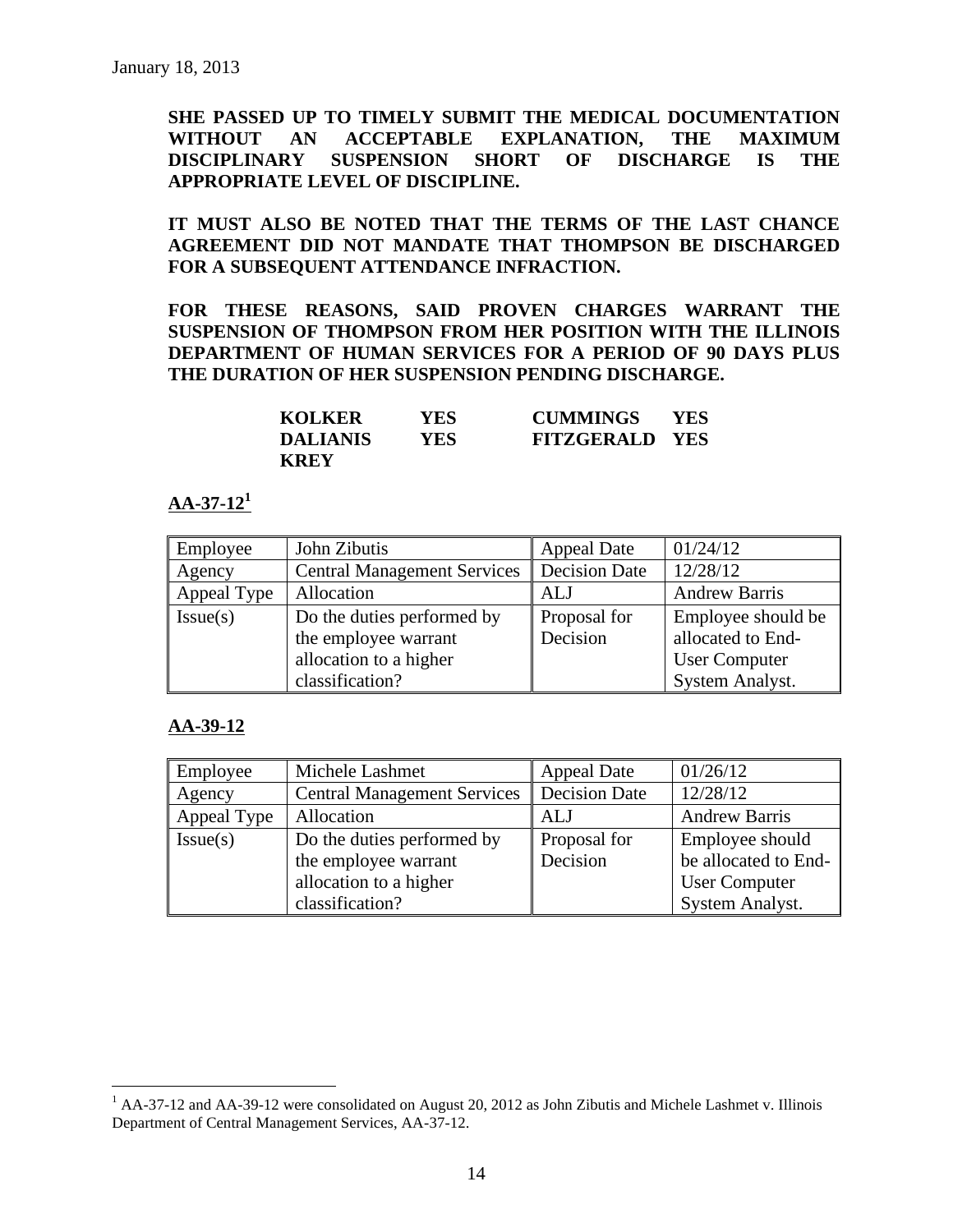January 18, 2013

**SHE PASSED UP TO TIMELY SUBMIT THE MEDICAL DOCUMENTATION WITHOUT AN ACCEPTABLE EXPLANATION, THE MAXIMUM DISCIPLINARY SUSPENSION SHORT OF DISCHARGE IS THE APPROPRIATE LEVEL OF DISCIPLINE.**

**IT MUST ALSO BE NOTED THAT THE TERMS OF THE LAST CHANCE AGREEMENT DID NOT MANDATE THAT THOMPSON BE DISCHARGED FOR A SUBSEQUENT ATTENDANCE INFRACTION.**

**FOR THESE REASONS, SAID PROVEN CHARGES WARRANT THE SUSPENSION OF THOMPSON FROM HER POSITION WITH THE ILLINOIS DEPARTMENT OF HUMAN SERVICES FOR A PERIOD OF 90 DAYS PLUS THE DURATION OF HER SUSPENSION PENDING DISCHARGE.**

| | | | |
|---|---|---|---|
| **KOLKER** | **YES** | **CUMMINGS** | **YES** |
| **DALIANIS** | **YES** | **FITZGERALD** | **YES** |
| **KREY** | | | |

## AA-37-12[1]

| Employee | John Zibutis | Appeal Date | 01/24/12 |
|---|---|---|---|
| Agency | Central Management Services | Decision Date | 12/28/12 |
| Appeal Type | Allocation | ALJ | Andrew Barris |
| Issue(s) | Do the duties performed by the employee warrant allocation to a higher classification? | Proposal for Decision | Employee should be allocated to End-User Computer System Analyst. |

## AA-39-12

| Employee | Michele Lashmet | Appeal Date | 01/26/12 |
|---|---|---|---|
| Agency | Central Management Services | Decision Date | 12/28/12 |
| Appeal Type | Allocation | ALJ | Andrew Barris |
| Issue(s) | Do the duties performed by the employee warrant allocation to a higher classification? | Proposal for Decision | Employee should be allocated to End-User Computer System Analyst. |

[1] AA-37-12 and AA-39-12 were consolidated on August 20, 2012 as John Zibutis and Michele Lashmet v. Illinois Department of Central Management Services, AA-37-12.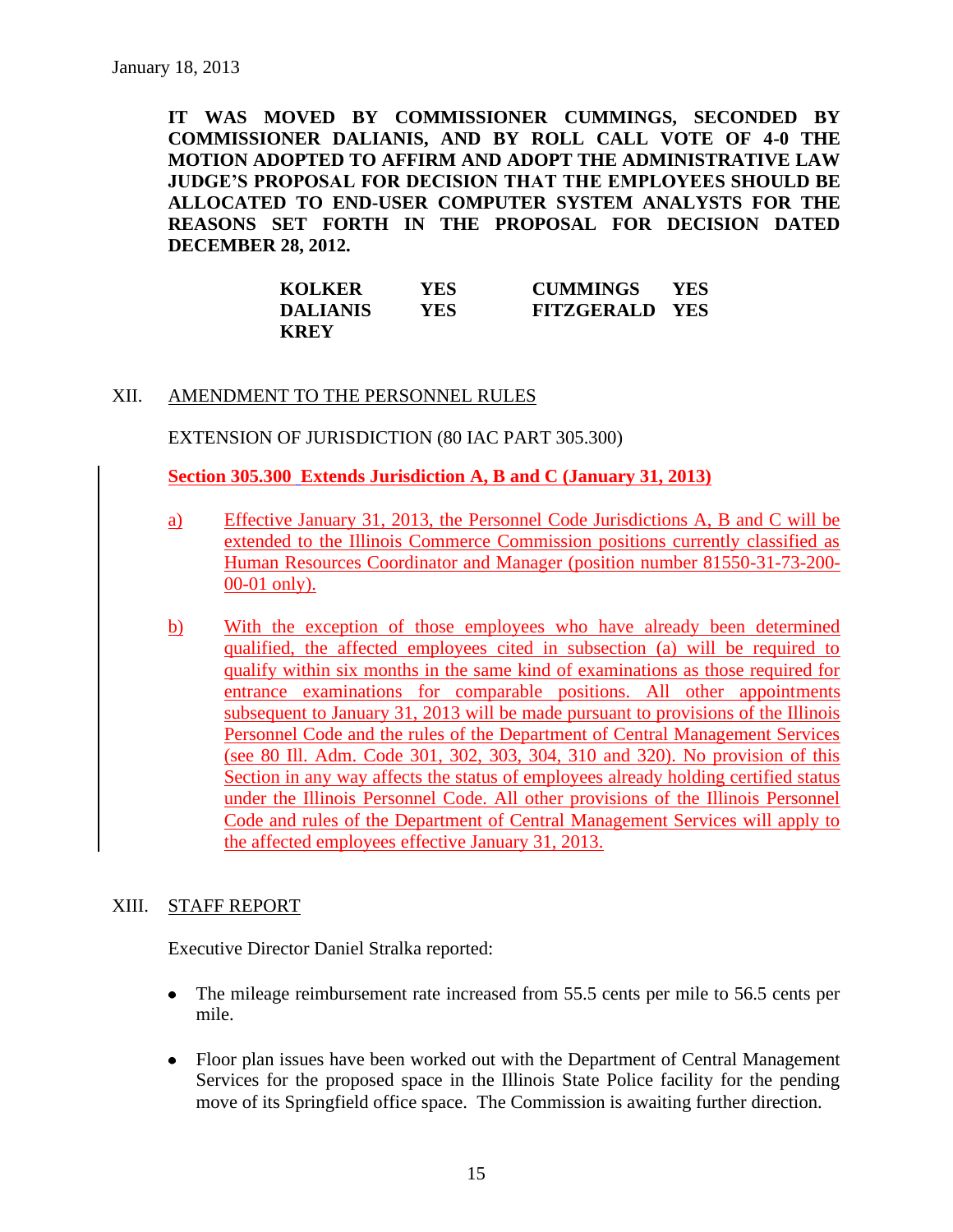January 18, 2013

**IT WAS MOVED BY COMMISSIONER CUMMINGS, SECONDED BY COMMISSIONER DALIANIS, AND BY ROLL CALL VOTE OF 4-0 THE MOTION ADOPTED TO AFFIRM AND ADOPT THE ADMINISTRATIVE LAW JUDGE'S PROPOSAL FOR DECISION THAT THE EMPLOYEES SHOULD BE ALLOCATED TO END-USER COMPUTER SYSTEM ANALYSTS FOR THE REASONS SET FORTH IN THE PROPOSAL FOR DECISION DATED DECEMBER 28, 2012.**

| | | | |
|---|---|---|---|
| **KOLKER** | **YES** | **CUMMINGS** | **YES** |
| **DALIANIS** | **YES** | **FITZGERALD** | **YES** |
| **KREY** | | | |

XII. AMENDMENT TO THE PERSONNEL RULES

EXTENSION OF JURISDICTION (80 IAC PART 305.300)

**Section 305.300 Extends Jurisdiction A, B and C (January 31, 2013)**

a) Effective January 31, 2013, the Personnel Code Jurisdictions A, B and C will be extended to the Illinois Commerce Commission positions currently classified as Human Resources Coordinator and Manager (position number 81550-31-73-200-00-01 only).

b) With the exception of those employees who have already been determined qualified, the affected employees cited in subsection (a) will be required to qualify within six months in the same kind of examinations as those required for entrance examinations for comparable positions. All other appointments subsequent to January 31, 2013 will be made pursuant to provisions of the Illinois Personnel Code and the rules of the Department of Central Management Services (see 80 Ill. Adm. Code 301, 302, 303, 304, 310 and 320). No provision of this Section in any way affects the status of employees already holding certified status under the Illinois Personnel Code. All other provisions of the Illinois Personnel Code and rules of the Department of Central Management Services will apply to the affected employees effective January 31, 2013.

XIII. STAFF REPORT

Executive Director Daniel Stralka reported:

- The mileage reimbursement rate increased from 55.5 cents per mile to 56.5 cents per mile.
- Floor plan issues have been worked out with the Department of Central Management Services for the proposed space in the Illinois State Police facility for the pending move of its Springfield office space. The Commission is awaiting further direction.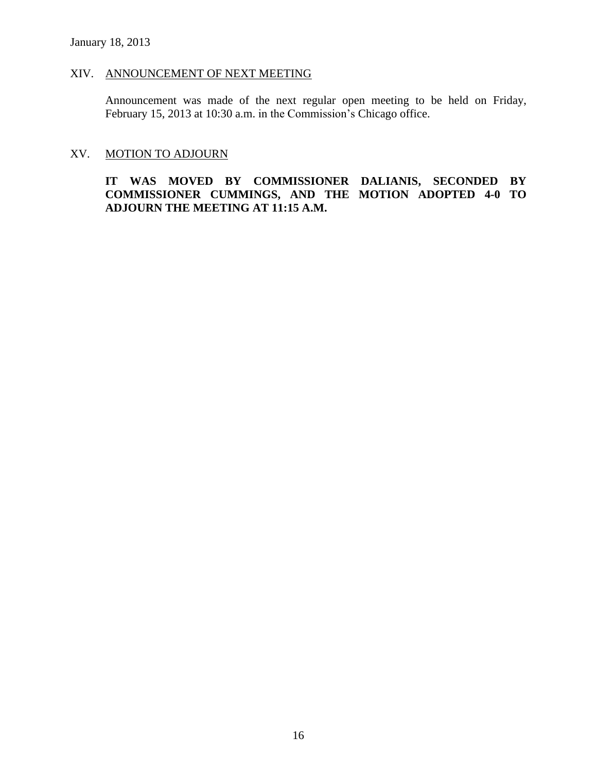## XIV. ANNOUNCEMENT OF NEXT MEETING

Announcement was made of the next regular open meeting to be held on Friday, February 15, 2013 at 10:30 a.m. in the Commission's Chicago office.

## XV. MOTION TO ADJOURN

**IT WAS MOVED BY COMMISSIONER DALIANIS, SECONDED BY COMMISSIONER CUMMINGS, AND THE MOTION ADOPTED 4-0 TO ADJOURN THE MEETING AT 11:15 A.M.**